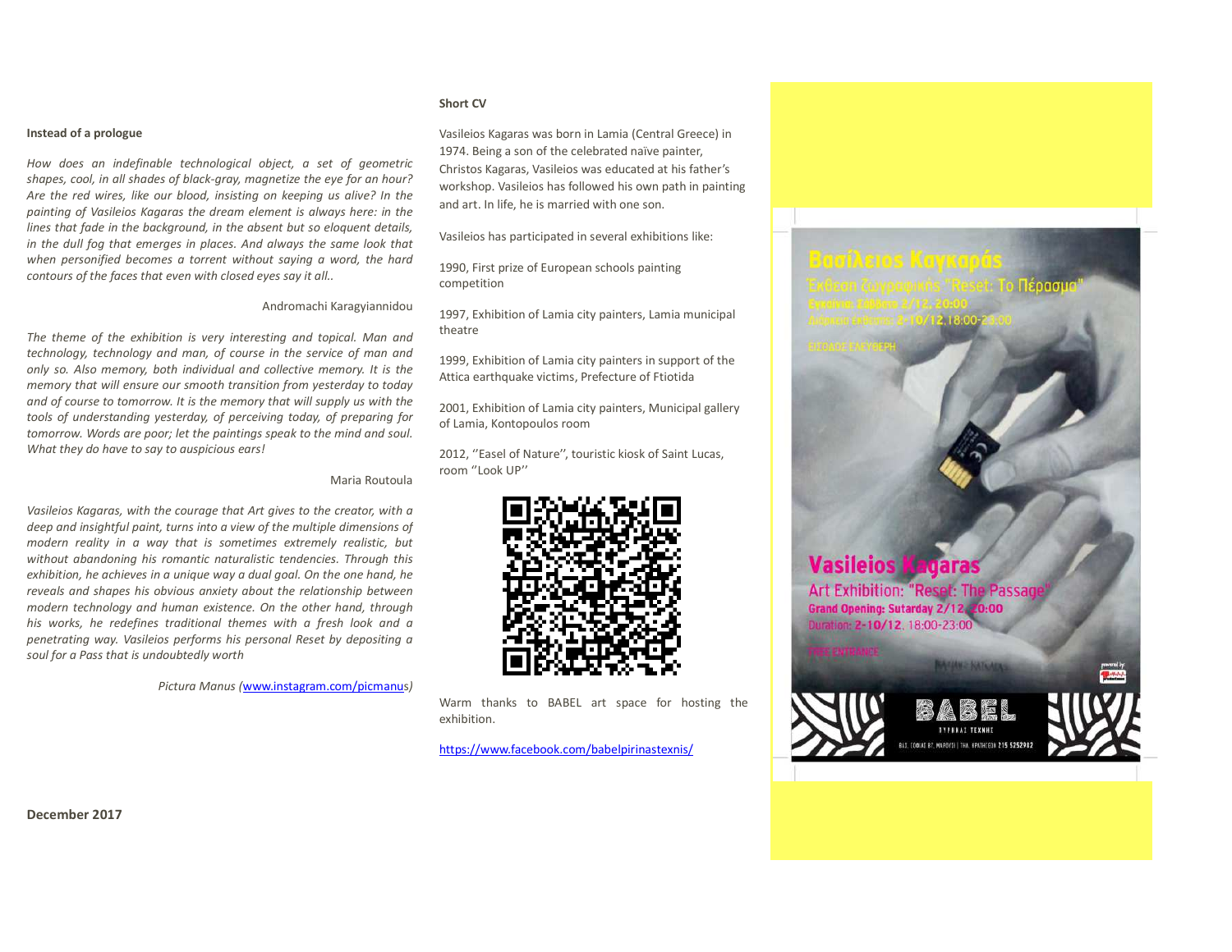**Instead of a prologue**

*How does an indefinable technological object, a set of geometric shapes, cool, in all shades of black-gray, magnetize the eye for an hour? Are the red wires, like our blood, insisting on keeping us alive? In the painting of Vasileios Kagaras the dream element is always here: in the lines that fade in the background, in the absent but so eloquent details, in the dull fog that emerges in places. And always the same look that when personified becomes a torrent without saying a word, the hard contours of the faces that even with closed eyes say it all..*

Andromachi Karagyiannidou

*The theme of the exhibition is very interesting and topical. Man and technology, technology and man, of course in the service of man and only so. Also memory, both individual and collective memory. It is the memory that will ensure our smooth transition from yesterday to today and of course to tomorrow. It is the memory that will supply us with the tools of understanding yesterday, of perceiving today, of preparing for tomorrow. Words are poor; let the paintings speak to the mind and soul. What they do have to say to auspicious ears!*

Maria Routoula

*Vasileios Kagaras, with the courage that Art gives to the creator, with a deep and insightful paint, turns into a view of the multiple dimensions of modern reality in a way that is sometimes extremely realistic, but without abandoning his romantic naturalistic tendencies. Through this exhibition, he achieves in a unique way a dual goal. On the one hand, he reveals and shapes his obvious anxiety about the relationship between modern technology and human existence. On the other hand, through his works, he redefines traditional themes with a fresh look and a penetrating way. Vasileios performs his personal Reset by depositing a soul for a Pass that is undoubtedly worth*

*Pictura Manus (*[www.instagram.com/picmanus](www.instagram.com/picmanus)*)*

**December 2017**

**Short CV**

Vasileios Kagaras was born in Lamia (Central Greece) in 1974. Being a son of the celebrated naïve painter, Christos Kagaras, Vasileios was educated at his father's workshop. Vasileios has followed his own path in painting and art. In life, he is married with one son.

Vasileios has participated in several exhibitions like:

1990, First prize of European schools painting competition

1997, Exhibition of Lamia city painters, Lamia municipal theatre

1999, Exhibition of Lamia city painters in support of the Attica earthquake victims, Prefecture of Ftiotida

2001, Exhibition of Lamia city painters, Municipal gallery of Lamia, Kontopoulos room

2012, ''Easel of Nature'', touristic kiosk of Saint Lucas, room ''Look UP''

Warm thanks to BABEL art space for hosting the exhibition.

[https://www.facebook.com/babelpirinastexnis/](https://www.facebook.com/babelpirinastexnis/)

**Βασίλειος Καγκαράς**

Έκθεση ζωγραφικής "Reset: Το Πέρασμα"

Εγκαίνια: Σάββατο 2/12, 20:00

Διάρκεια έκθεσης: 2-10/12, 18:00-23:00

ΕΙΣΟΔΟΣ ΕΛΕΥΘΕΡΗ

**Vasileios Kagaras**

Art Exhibition: "Reset: The Passage"

**Grand Opening: Sutarday 2/12, 20:00**

Duration: 2-10/12, 18:00-23:00

FREE ENTRANCE

BABEL

ΠΥΡΗΝΑΣ ΤΕΧΝΗΣ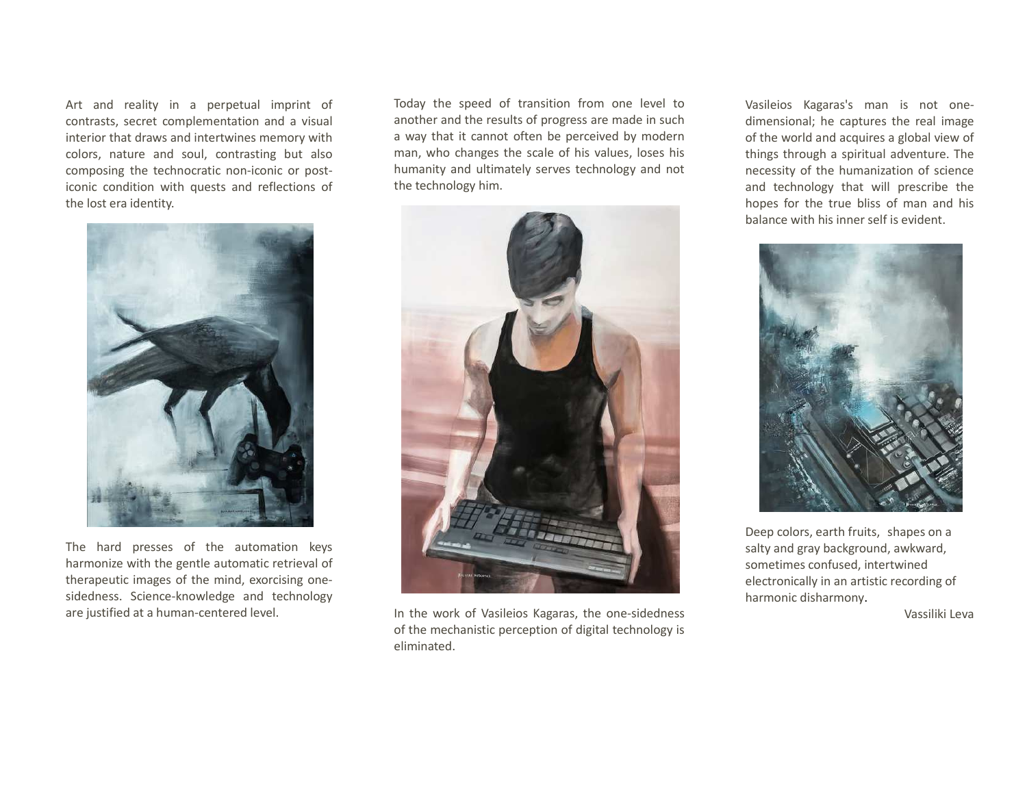Art and reality in a perpetual imprint of contrasts, secret complementation and a visual interior that draws and intertwines memory with colors, nature and soul, contrasting but also composing the technocratic non-iconic or post-iconic condition with quests and reflections of the lost era identity.

The hard presses of the automation keys harmonize with the gentle automatic retrieval of therapeutic images of the mind, exorcising one-sidedness. Science-knowledge and technology are justified at a human-centered level.

Today the speed of transition from one level to another and the results of progress are made in such a way that it cannot often be perceived by modern man, who changes the scale of his values, loses his humanity and ultimately serves technology and not the technology him.

In the work of Vasileios Kagaras, the one-sidedness of the mechanistic perception of digital technology is eliminated.

Vasileios Kagaras's man is not one-dimensional; he captures the real image of the world and acquires a global view of things through a spiritual adventure. The necessity of the humanization of science and technology that will prescribe the hopes for the true bliss of man and his balance with his inner self is evident.

Deep colors, earth fruits, shapes on a salty and gray background, awkward, sometimes confused, intertwined electronically in an artistic recording of harmonic disharmony.

Vassiliki Leva